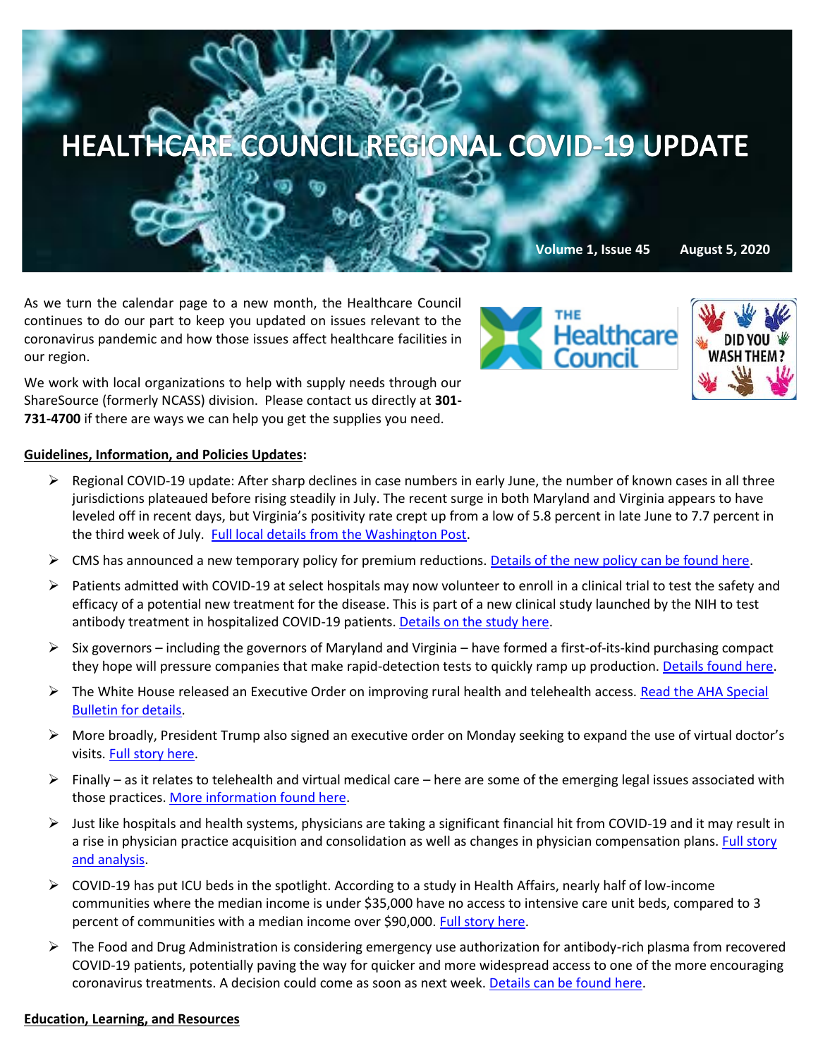# HEALTHCARE COUNCIL REGIONAL COVID-19 UPDATE

Volume 1, Issue 45    August 5, 2020

As we turn the calendar page to a new month, the Healthcare Council continues to do our part to keep you updated on issues relevant to the coronavirus pandemic and how those issues affect healthcare facilities in our region.

We work with local organizations to help with supply needs through our ShareSource (formerly NCASS) division. Please contact us directly at **301-731-4700** if there are ways we can help you get the supplies you need.

**Guidelines, Information, and Policies Updates:**

- Regional COVID-19 update: After sharp declines in case numbers in early June, the number of known cases in all three jurisdictions plateaued before rising steadily in July. The recent surge in both Maryland and Virginia appears to have leveled off in recent days, but Virginia's positivity rate crept up from a low of 5.8 percent in late June to 7.7 percent in the third week of July. Full local details from the Washington Post.
- CMS has announced a new temporary policy for premium reductions. Details of the new policy can be found here.
- Patients admitted with COVID-19 at select hospitals may now volunteer to enroll in a clinical trial to test the safety and efficacy of a potential new treatment for the disease. This is part of a new clinical study launched by the NIH to test antibody treatment in hospitalized COVID-19 patients. Details on the study here.
- Six governors – including the governors of Maryland and Virginia – have formed a first-of-its-kind purchasing compact they hope will pressure companies that make rapid-detection tests to quickly ramp up production. Details found here.
- The White House released an Executive Order on improving rural health and telehealth access. Read the AHA Special Bulletin for details.
- More broadly, President Trump also signed an executive order on Monday seeking to expand the use of virtual doctor's visits. Full story here.
- Finally – as it relates to telehealth and virtual medical care – here are some of the emerging legal issues associated with those practices. More information found here.
- Just like hospitals and health systems, physicians are taking a significant financial hit from COVID-19 and it may result in a rise in physician practice acquisition and consolidation as well as changes in physician compensation plans. Full story and analysis.
- COVID-19 has put ICU beds in the spotlight. According to a study in Health Affairs, nearly half of low-income communities where the median income is under $35,000 have no access to intensive care unit beds, compared to 3 percent of communities with a median income over $90,000. Full story here.
- The Food and Drug Administration is considering emergency use authorization for antibody-rich plasma from recovered COVID-19 patients, potentially paving the way for quicker and more widespread access to one of the more encouraging coronavirus treatments. A decision could come as soon as next week. Details can be found here.

**Education, Learning, and Resources**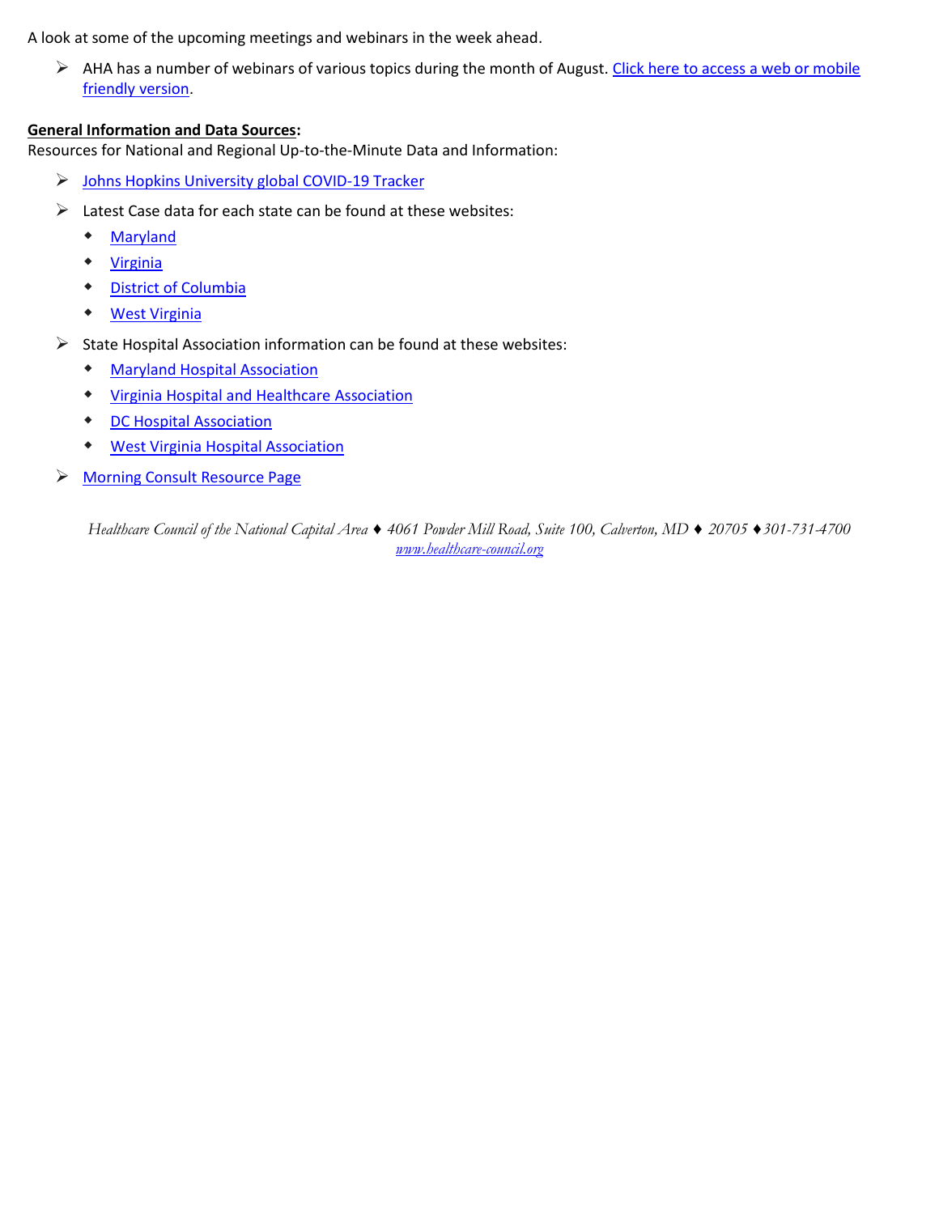A look at some of the upcoming meetings and webinars in the week ahead.

- AHA has a number of webinars of various topics during the month of August. Click here to access a web or mobile friendly version.

**General Information and Data Sources:**
Resources for National and Regional Up-to-the-Minute Data and Information:

- Johns Hopkins University global COVID-19 Tracker
- Latest Case data for each state can be found at these websites:
  - Maryland
  - Virginia
  - District of Columbia
  - West Virginia
- State Hospital Association information can be found at these websites:
  - Maryland Hospital Association
  - Virginia Hospital and Healthcare Association
  - DC Hospital Association
  - West Virginia Hospital Association
- Morning Consult Resource Page

*Healthcare Council of the National Capital Area ♦ 4061 Powder Mill Road, Suite 100, Calverton, MD ♦ 20705 ♦301-731-4700*
*www.healthcare-council.org*